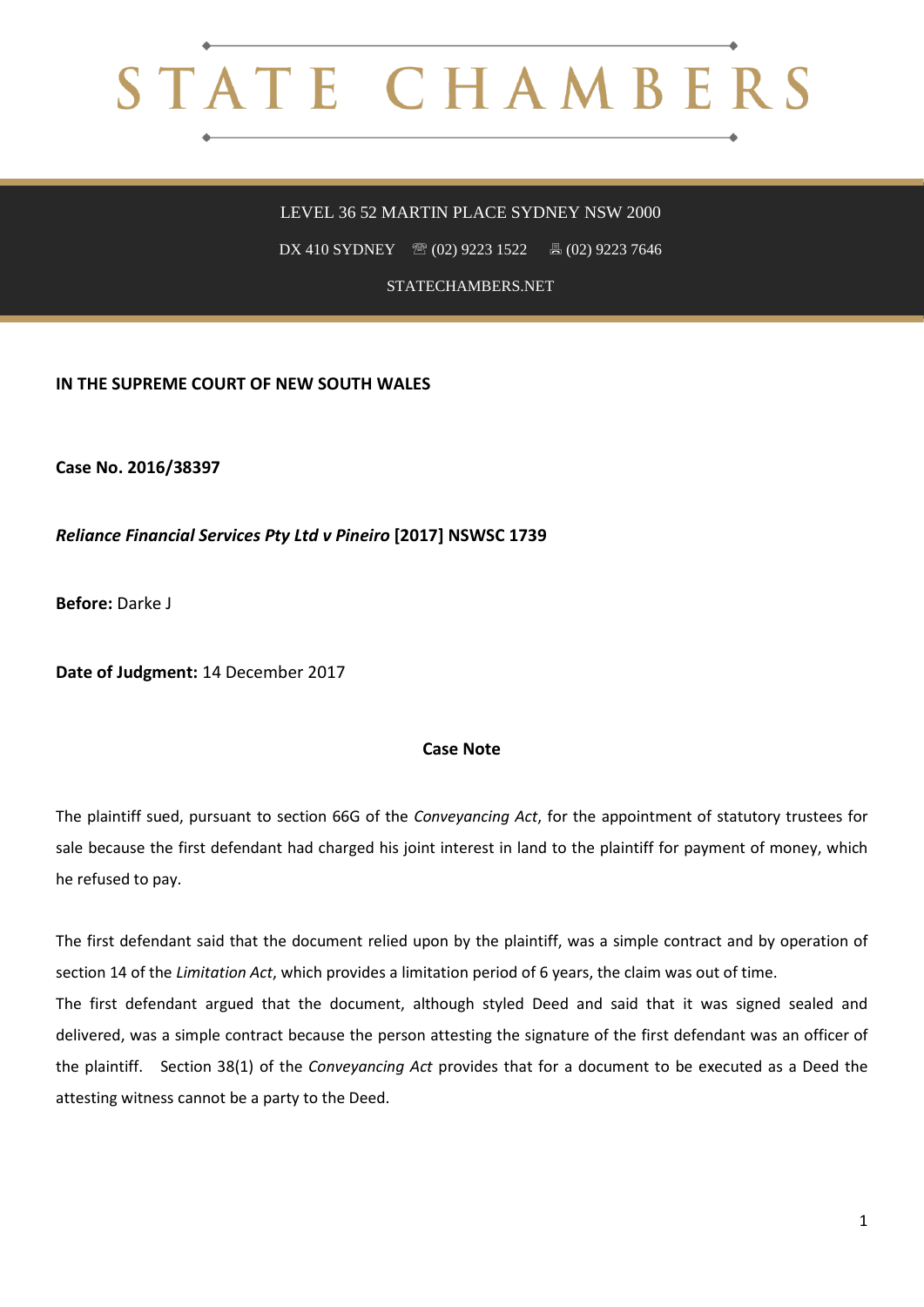# STATE CHAMBERS

LEVEL 36 52 MARTIN PLACE SYDNEY NSW 2000

DX 410 SYDNEY ☏ (02) 9223 1522 🖷 (02) 9223 7646

STATECHAMBERS.NET

**IN THE SUPREME COURT OF NEW SOUTH WALES**

**Case No. 2016/38397**

***Reliance Financial Services Pty Ltd v Pineiro*** **[2017] NSWSC 1739**

**Before:** Darke J

**Date of Judgment:** 14 December 2017

**Case Note**

The plaintiff sued, pursuant to section 66G of the *Conveyancing Act*, for the appointment of statutory trustees for sale because the first defendant had charged his joint interest in land to the plaintiff for payment of money, which he refused to pay.

The first defendant said that the document relied upon by the plaintiff, was a simple contract and by operation of section 14 of the *Limitation Act*, which provides a limitation period of 6 years, the claim was out of time.

The first defendant argued that the document, although styled Deed and said that it was signed sealed and delivered, was a simple contract because the person attesting the signature of the first defendant was an officer of the plaintiff. Section 38(1) of the *Conveyancing Act* provides that for a document to be executed as a Deed the attesting witness cannot be a party to the Deed.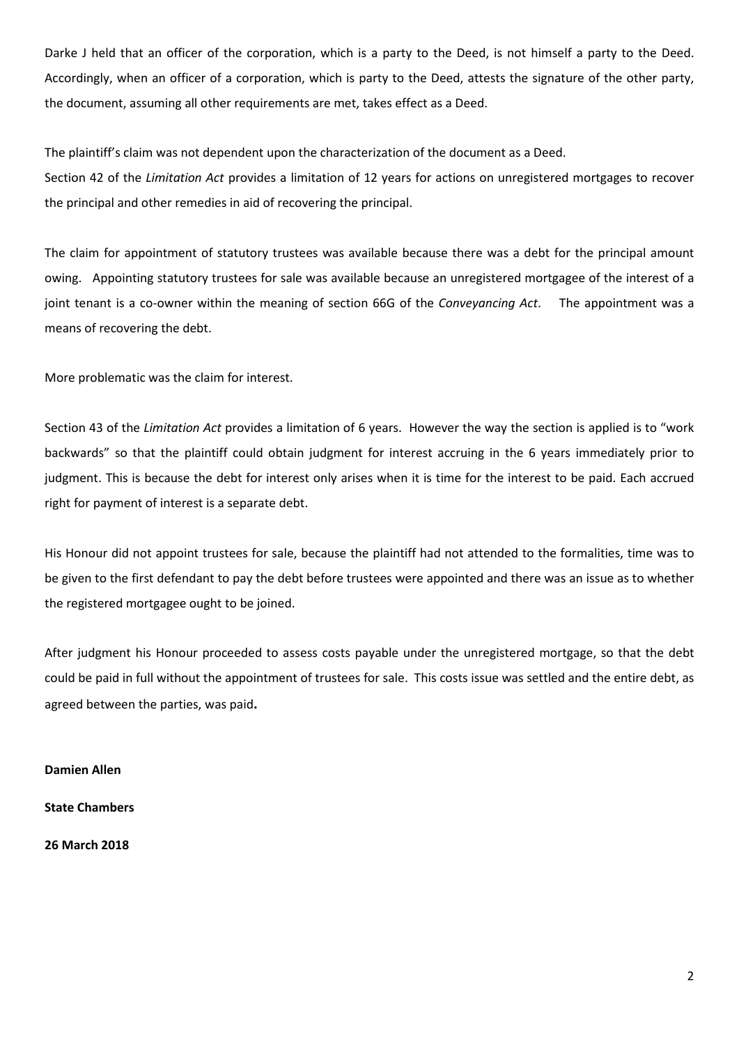Darke J held that an officer of the corporation, which is a party to the Deed, is not himself a party to the Deed. Accordingly, when an officer of a corporation, which is party to the Deed, attests the signature of the other party, the document, assuming all other requirements are met, takes effect as a Deed.

The plaintiff's claim was not dependent upon the characterization of the document as a Deed.
Section 42 of the *Limitation Act* provides a limitation of 12 years for actions on unregistered mortgages to recover the principal and other remedies in aid of recovering the principal.

The claim for appointment of statutory trustees was available because there was a debt for the principal amount owing. Appointing statutory trustees for sale was available because an unregistered mortgagee of the interest of a joint tenant is a co-owner within the meaning of section 66G of the *Conveyancing Act*. The appointment was a means of recovering the debt.

More problematic was the claim for interest.

Section 43 of the *Limitation Act* provides a limitation of 6 years. However the way the section is applied is to "work backwards" so that the plaintiff could obtain judgment for interest accruing in the 6 years immediately prior to judgment. This is because the debt for interest only arises when it is time for the interest to be paid. Each accrued right for payment of interest is a separate debt.

His Honour did not appoint trustees for sale, because the plaintiff had not attended to the formalities, time was to be given to the first defendant to pay the debt before trustees were appointed and there was an issue as to whether the registered mortgagee ought to be joined.

After judgment his Honour proceeded to assess costs payable under the unregistered mortgage, so that the debt could be paid in full without the appointment of trustees for sale. This costs issue was settled and the entire debt, as agreed between the parties, was paid**.**

**Damien Allen**

**State Chambers**

**26 March 2018**